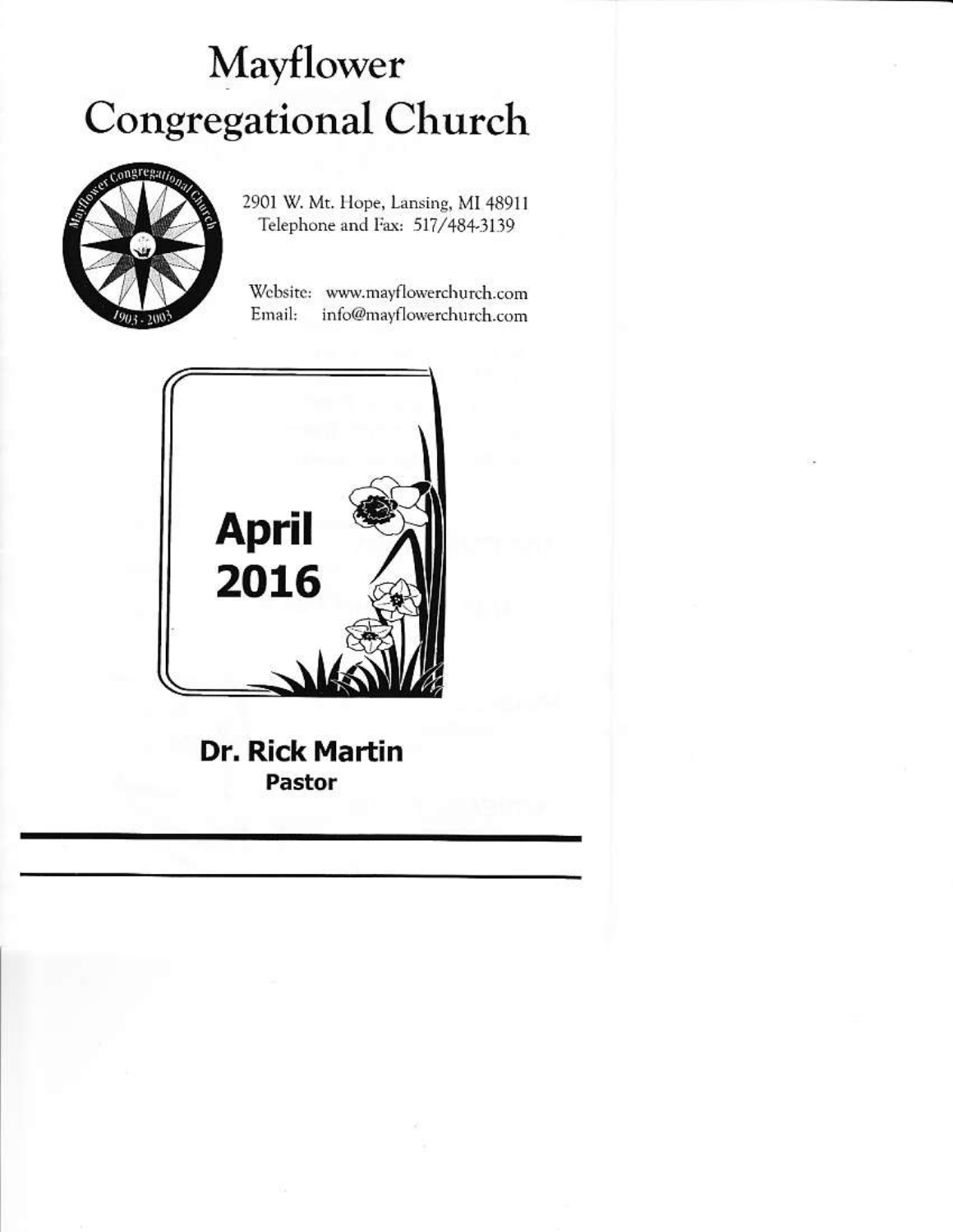# Mayflower Congregational Church

2901 W. Mt. Hope, Lansing, MI 48911
Telephone and Fax: 517/484-3139

Website: www.mayflowerchurch.com
Email: info@mayflowerchurch.com

## April 2016

**Dr. Rick Martin**
**Pastor**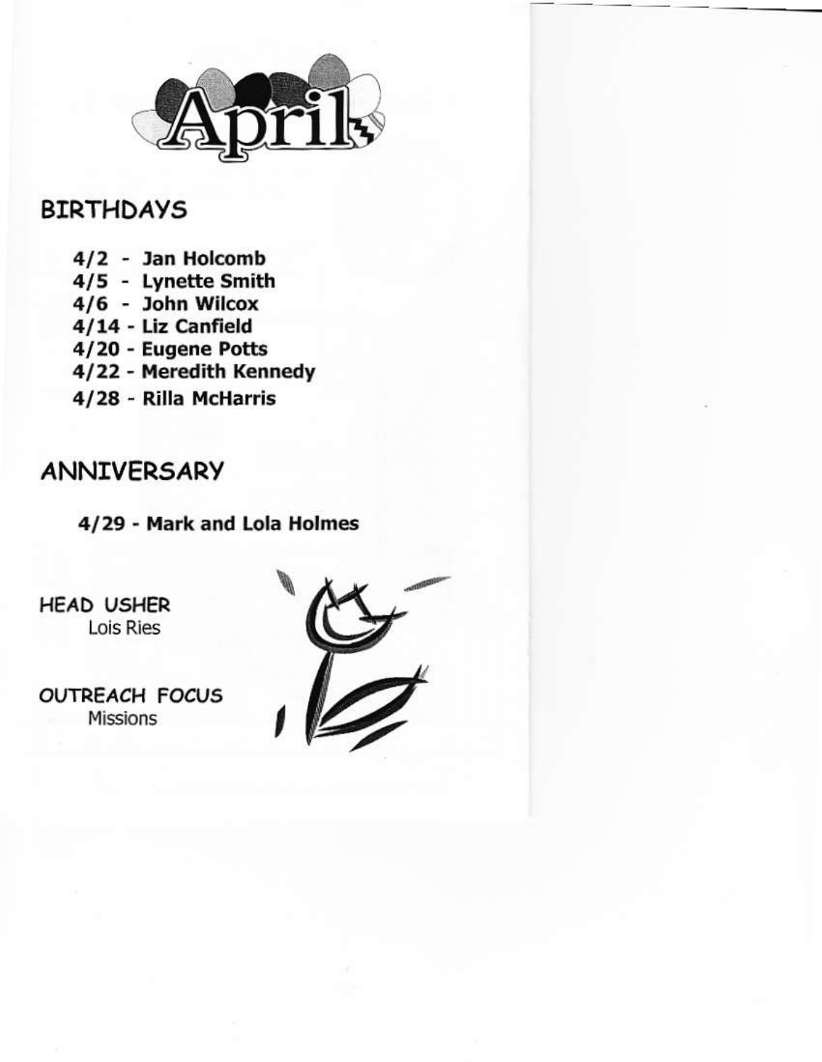# April

## BIRTHDAYS

- **4/2 - Jan Holcomb**
- **4/5 - Lynette Smith**
- **4/6 - John Wilcox**
- **4/14 - Liz Canfield**
- **4/20 - Eugene Potts**
- **4/22 - Meredith Kennedy**
- **4/28 - Rilla McHarris**

## ANNIVERSARY

**4/29 - Mark and Lola Holmes**

HEAD USHER
Lois Ries

OUTREACH FOCUS
Missions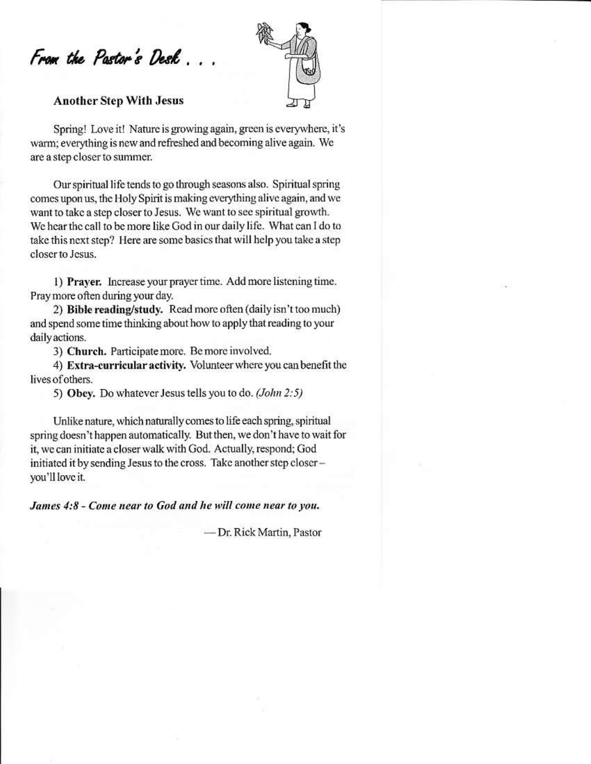# *From the Pastor's Desk . . .*

### Another Step With Jesus

Spring! Love it! Nature is growing again, green is everywhere, it's warm; everything is new and refreshed and becoming alive again. We are a step closer to summer.

Our spiritual life tends to go through seasons also. Spiritual spring comes upon us, the Holy Spirit is making everything alive again, and we want to take a step closer to Jesus. We want to see spiritual growth. We hear the call to be more like God in our daily life. What can I do to take this next step? Here are some basics that will help you take a step closer to Jesus.

1) **Prayer.** Increase your prayer time. Add more listening time. Pray more often during your day.

2) **Bible reading/study.** Read more often (daily isn't too much) and spend some time thinking about how to apply that reading to your daily actions.

3) **Church.** Participate more. Be more involved.

4) **Extra-curricular activity.** Volunteer where you can benefit the lives of others.

5) **Obey.** Do whatever Jesus tells you to do. *(John 2:5)*

Unlike nature, which naturally comes to life each spring, spiritual spring doesn't happen automatically. But then, we don't have to wait for it, we can initiate a closer walk with God. Actually, respond; God initiated it by sending Jesus to the cross. Take another step closer – you'll love it.

***James 4:8 - Come near to God and he will come near to you.***

— Dr. Rick Martin, Pastor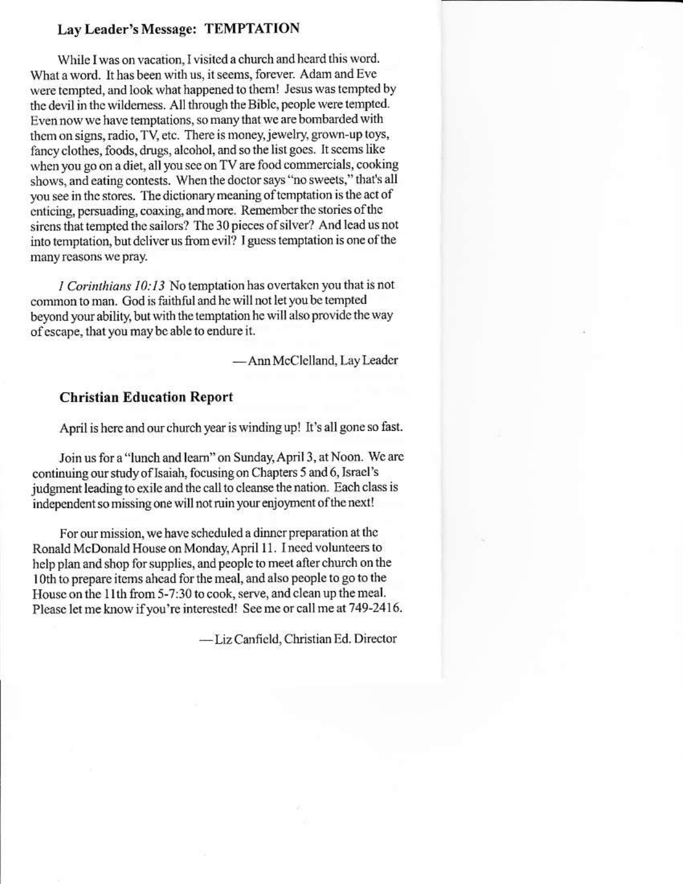### Lay Leader's Message: TEMPTATION

While I was on vacation, I visited a church and heard this word. What a word. It has been with us, it seems, forever. Adam and Eve were tempted, and look what happened to them! Jesus was tempted by the devil in the wilderness. All through the Bible, people were tempted. Even now we have temptations, so many that we are bombarded with them on signs, radio, TV, etc. There is money, jewelry, grown-up toys, fancy clothes, foods, drugs, alcohol, and so the list goes. It seems like when you go on a diet, all you see on TV are food commercials, cooking shows, and eating contests. When the doctor says "no sweets," that's all you see in the stores. The dictionary meaning of temptation is the act of enticing, persuading, coaxing, and more. Remember the stories of the sirens that tempted the sailors? The 30 pieces of silver? And lead us not into temptation, but deliver us from evil? I guess temptation is one of the many reasons we pray.

*I Corinthians 10:13* No temptation has overtaken you that is not common to man. God is faithful and he will not let you be tempted beyond your ability, but with the temptation he will also provide the way of escape, that you may be able to endure it.

—Ann McClelland, Lay Leader

### Christian Education Report

April is here and our church year is winding up! It's all gone so fast.

Join us for a "lunch and learn" on Sunday, April 3, at Noon. We are continuing our study of Isaiah, focusing on Chapters 5 and 6, Israel's judgment leading to exile and the call to cleanse the nation. Each class is independent so missing one will not ruin your enjoyment of the next!

For our mission, we have scheduled a dinner preparation at the Ronald McDonald House on Monday, April 11. I need volunteers to help plan and shop for supplies, and people to meet after church on the 10th to prepare items ahead for the meal, and also people to go to the House on the 11th from 5-7:30 to cook, serve, and clean up the meal. Please let me know if you're interested! See me or call me at 749-2416.

—Liz Canfield, Christian Ed. Director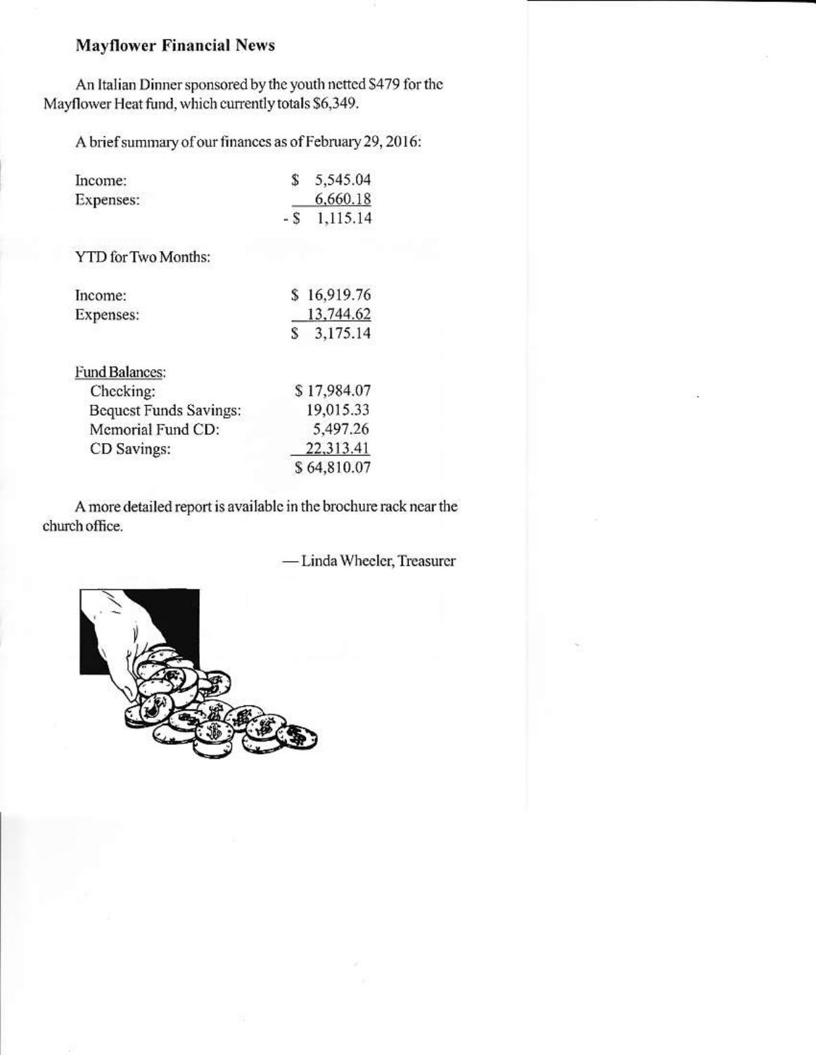## Mayflower Financial News

An Italian Dinner sponsored by the youth netted $479 for the Mayflower Heat fund, which currently totals $6,349.

A brief summary of our finances as of February 29, 2016:

| | |
|---|---|
| Income: | $ 5,545.04 |
| Expenses: | 6,660.18 |
| | - $ 1,115.14 |

YTD for Two Months:

| | |
|---|---|
| Income: | $ 16,919.76 |
| Expenses: | 13,744.62 |
| | $ 3,175.14 |

| Fund Balances: | |
|---|---|
| Checking: | $ 17,984.07 |
| Bequest Funds Savings: | 19,015.33 |
| Memorial Fund CD: | 5,497.26 |
| CD Savings: | 22,313.41 |
| | $ 64,810.07 |

A more detailed report is available in the brochure rack near the church office.

—Linda Wheeler, Treasurer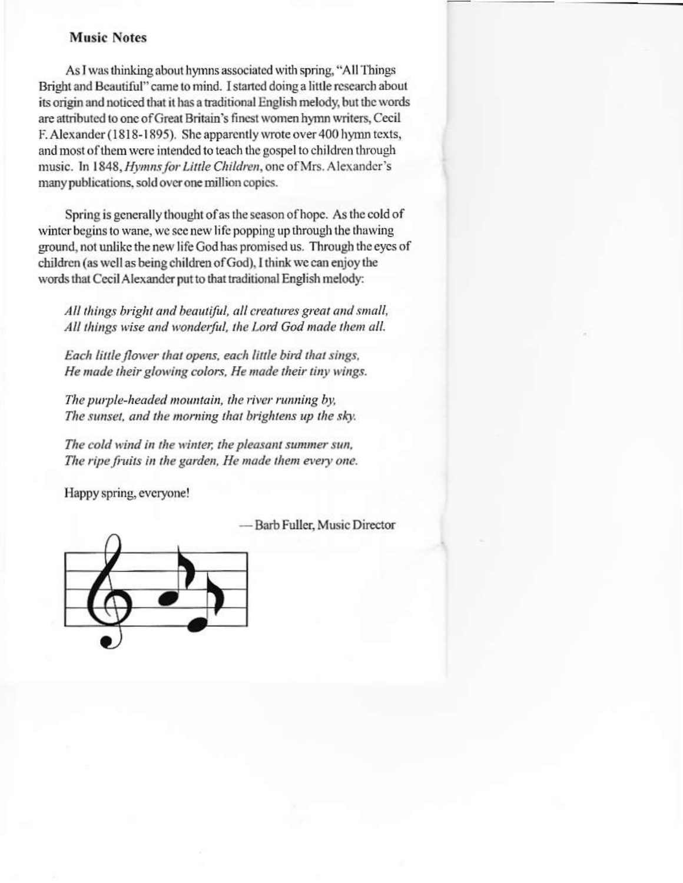## Music Notes

As I was thinking about hymns associated with spring, "All Things Bright and Beautiful" came to mind. I started doing a little research about its origin and noticed that it has a traditional English melody, but the words are attributed to one of Great Britain's finest women hymn writers, Cecil F. Alexander (1818-1895). She apparently wrote over 400 hymn texts, and most of them were intended to teach the gospel to children through music. In 1848, *Hymns for Little Children*, one of Mrs. Alexander's many publications, sold over one million copies.

Spring is generally thought of as the season of hope. As the cold of winter begins to wane, we see new life popping up through the thawing ground, not unlike the new life God has promised us. Through the eyes of children (as well as being children of God), I think we can enjoy the words that Cecil Alexander put to that traditional English melody:

*All things bright and beautiful, all creatures great and small,*
*All things wise and wonderful, the Lord God made them all.*

*Each little flower that opens, each little bird that sings,*
*He made their glowing colors, He made their tiny wings.*

*The purple-headed mountain, the river running by,*
*The sunset, and the morning that brightens up the sky.*

*The cold wind in the winter, the pleasant summer sun,*
*The ripe fruits in the garden, He made them every one.*

Happy spring, everyone!

— Barb Fuller, Music Director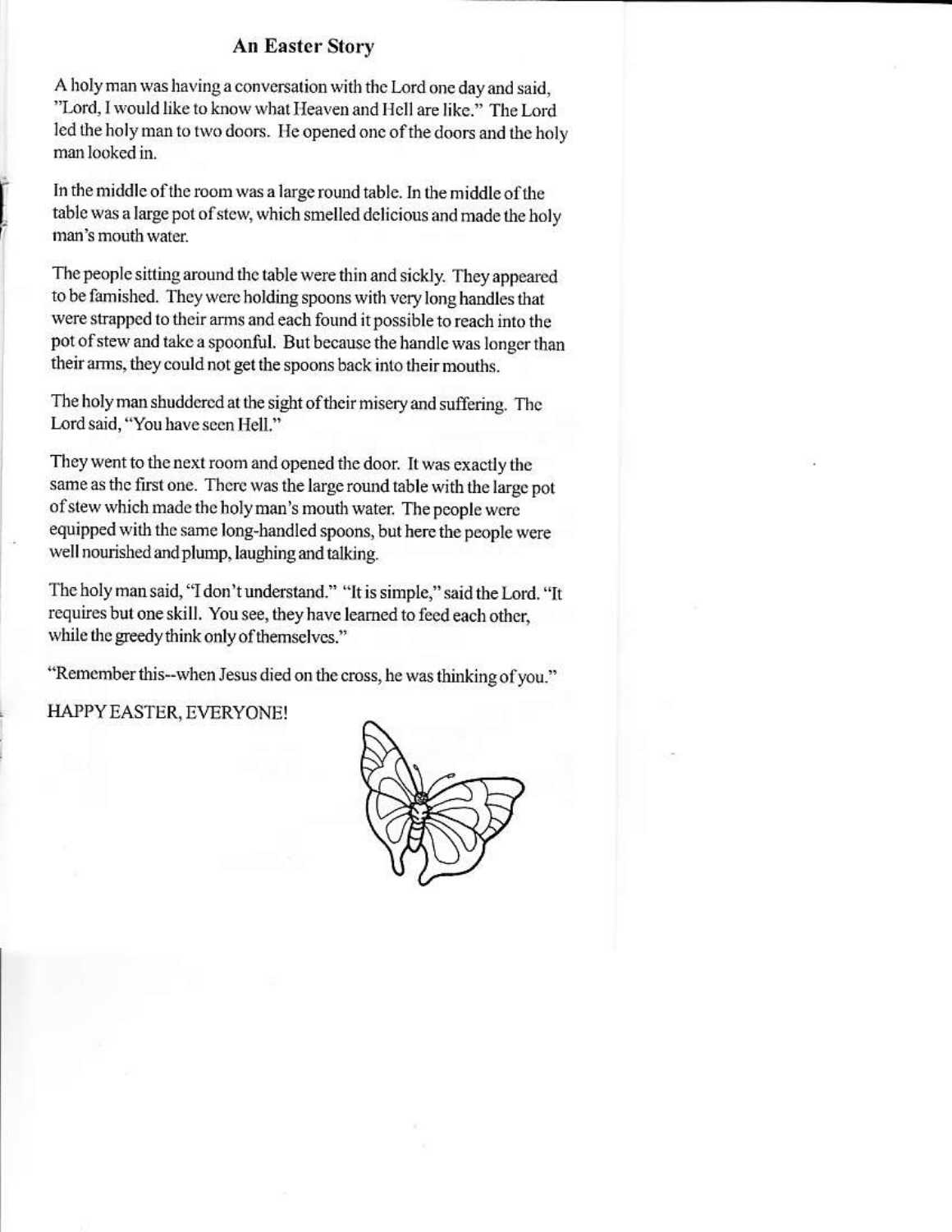## An Easter Story

A holy man was having a conversation with the Lord one day and said, "Lord, I would like to know what Heaven and Hell are like." The Lord led the holy man to two doors. He opened one of the doors and the holy man looked in.

In the middle of the room was a large round table. In the middle of the table was a large pot of stew, which smelled delicious and made the holy man's mouth water.

The people sitting around the table were thin and sickly. They appeared to be famished. They were holding spoons with very long handles that were strapped to their arms and each found it possible to reach into the pot of stew and take a spoonful. But because the handle was longer than their arms, they could not get the spoons back into their mouths.

The holy man shuddered at the sight of their misery and suffering. The Lord said, "You have seen Hell."

They went to the next room and opened the door. It was exactly the same as the first one. There was the large round table with the large pot of stew which made the holy man's mouth water. The people were equipped with the same long-handled spoons, but here the people were well nourished and plump, laughing and talking.

The holy man said, "I don't understand." "It is simple," said the Lord. "It requires but one skill. You see, they have learned to feed each other, while the greedy think only of themselves."

"Remember this--when Jesus died on the cross, he was thinking of you."

HAPPY EASTER, EVERYONE!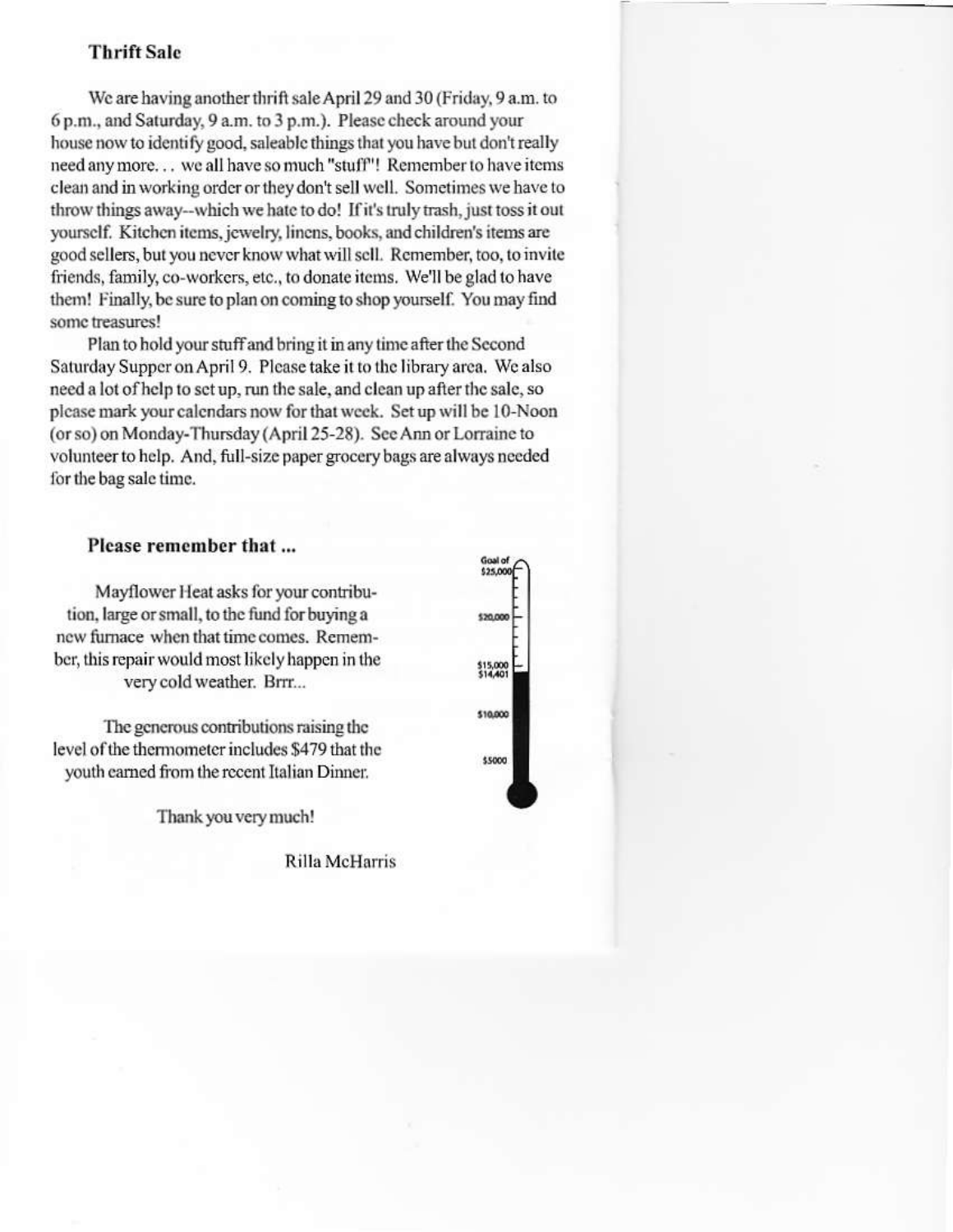## Thrift Sale

We are having another thrift sale April 29 and 30 (Friday, 9 a.m. to 6 p.m., and Saturday, 9 a.m. to 3 p.m.). Please check around your house now to identify good, saleable things that you have but don't really need any more... we all have so much "stuff"! Remember to have items clean and in working order or they don't sell well. Sometimes we have to throw things away--which we hate to do! If it's truly trash, just toss it out yourself. Kitchen items, jewelry, linens, books, and children's items are good sellers, but you never know what will sell. Remember, too, to invite friends, family, co-workers, etc., to donate items. We'll be glad to have them! Finally, be sure to plan on coming to shop yourself. You may find some treasures!

Plan to hold your stuff and bring it in any time after the Second Saturday Supper on April 9. Please take it to the library area. We also need a lot of help to set up, run the sale, and clean up after the sale, so please mark your calendars now for that week. Set up will be 10-Noon (or so) on Monday-Thursday (April 25-28). See Ann or Lorraine to volunteer to help. And, full-size paper grocery bags are always needed for the bag sale time.

## Please remember that ...

Mayflower Heat asks for your contribution, large or small, to the fund for buying a new furnace when that time comes. Remember, this repair would most likely happen in the very cold weather. Brrr...

The generous contributions raising the level of the thermometer includes $479 that the youth earned from the recent Italian Dinner.

Goal of $25,000 — $20,000 — $15,000 — $14,401 — $10,000 — $5000

Thank you very much!

Rilla McHarris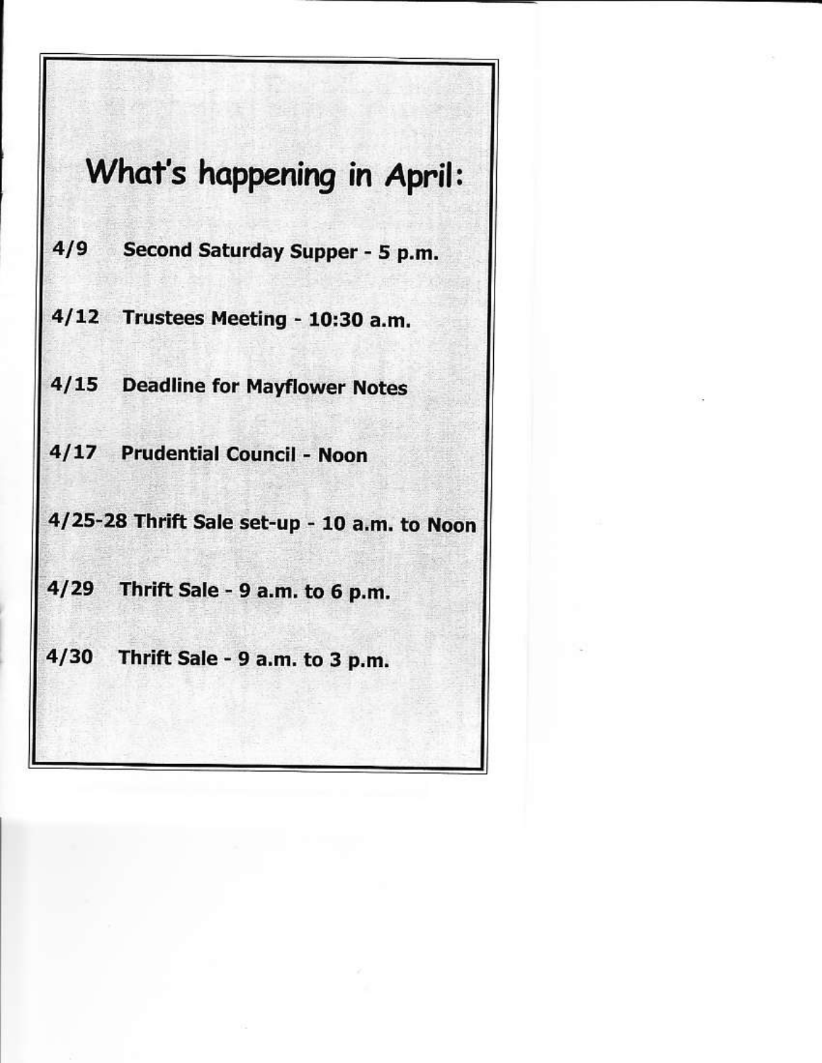# What's happening in April:

**4/9 Second Saturday Supper - 5 p.m.**

**4/12 Trustees Meeting - 10:30 a.m.**

**4/15 Deadline for Mayflower Notes**

**4/17 Prudential Council - Noon**

**4/25-28 Thrift Sale set-up - 10 a.m. to Noon**

**4/29 Thrift Sale - 9 a.m. to 6 p.m.**

**4/30 Thrift Sale - 9 a.m. to 3 p.m.**